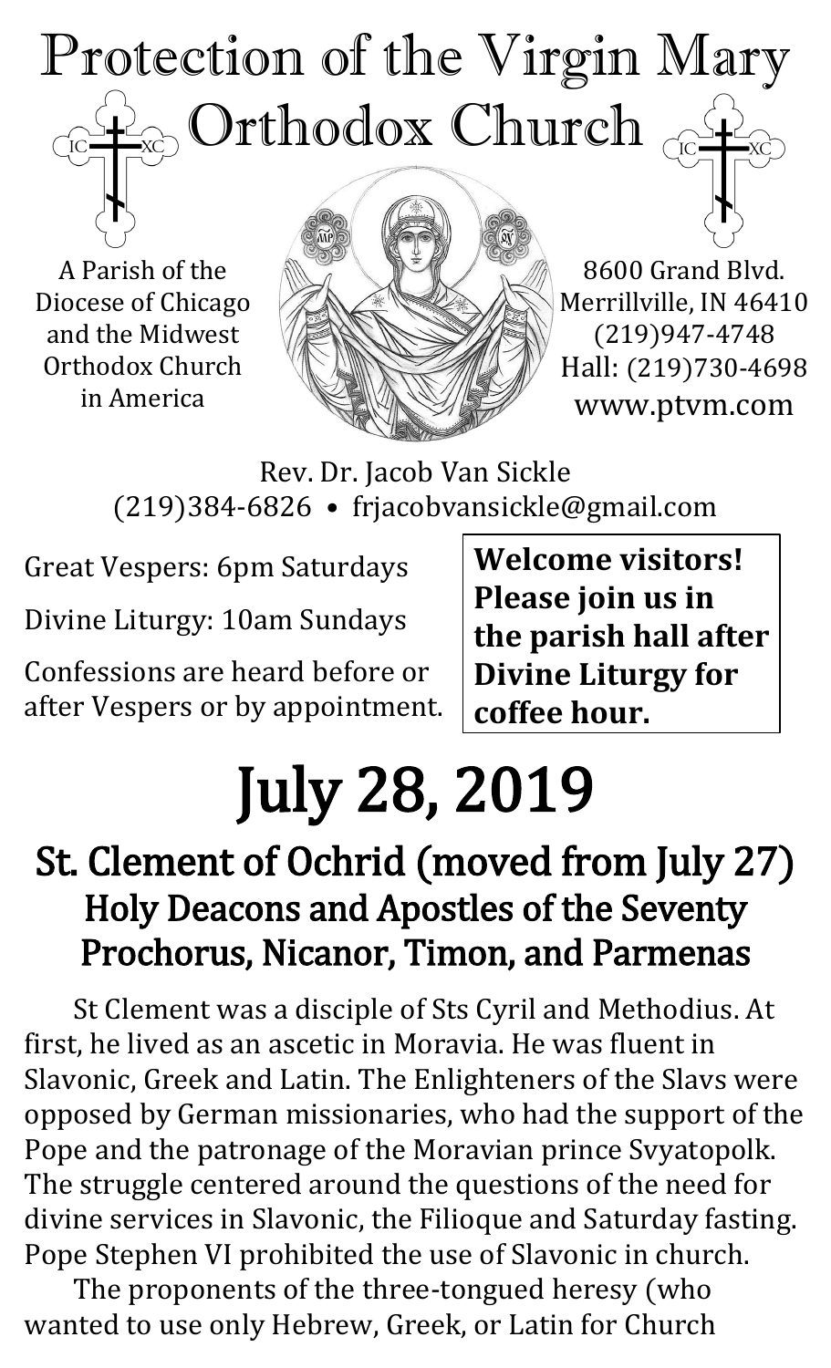# Protection of the Virgin Mary Orthodox Church

A Parish of the Diocese of Chicago and the Midwest Orthodox Church in America

8600 Grand Blvd.
Merrillville, IN 46410
(219)947-4748
Hall: (219)730-4698
www.ptvm.com

Rev. Dr. Jacob Van Sickle
(219)384-6826 • frjacobvansickle@gmail.com

Great Vespers: 6pm Saturdays

Divine Liturgy: 10am Sundays

Confessions are heard before or after Vespers or by appointment.

**Welcome visitors! Please join us in the parish hall after Divine Liturgy for coffee hour.**

# July 28, 2019

## St. Clement of Ochrid (moved from July 27)
## Holy Deacons and Apostles of the Seventy Prochorus, Nicanor, Timon, and Parmenas

St Clement was a disciple of Sts Cyril and Methodius. At first, he lived as an ascetic in Moravia. He was fluent in Slavonic, Greek and Latin. The Enlighteners of the Slavs were opposed by German missionaries, who had the support of the Pope and the patronage of the Moravian prince Svyatopolk. The struggle centered around the questions of the need for divine services in Slavonic, the Filioque and Saturday fasting. Pope Stephen VI prohibited the use of Slavonic in church.

The proponents of the three-tongued heresy (who wanted to use only Hebrew, Greek, or Latin for Church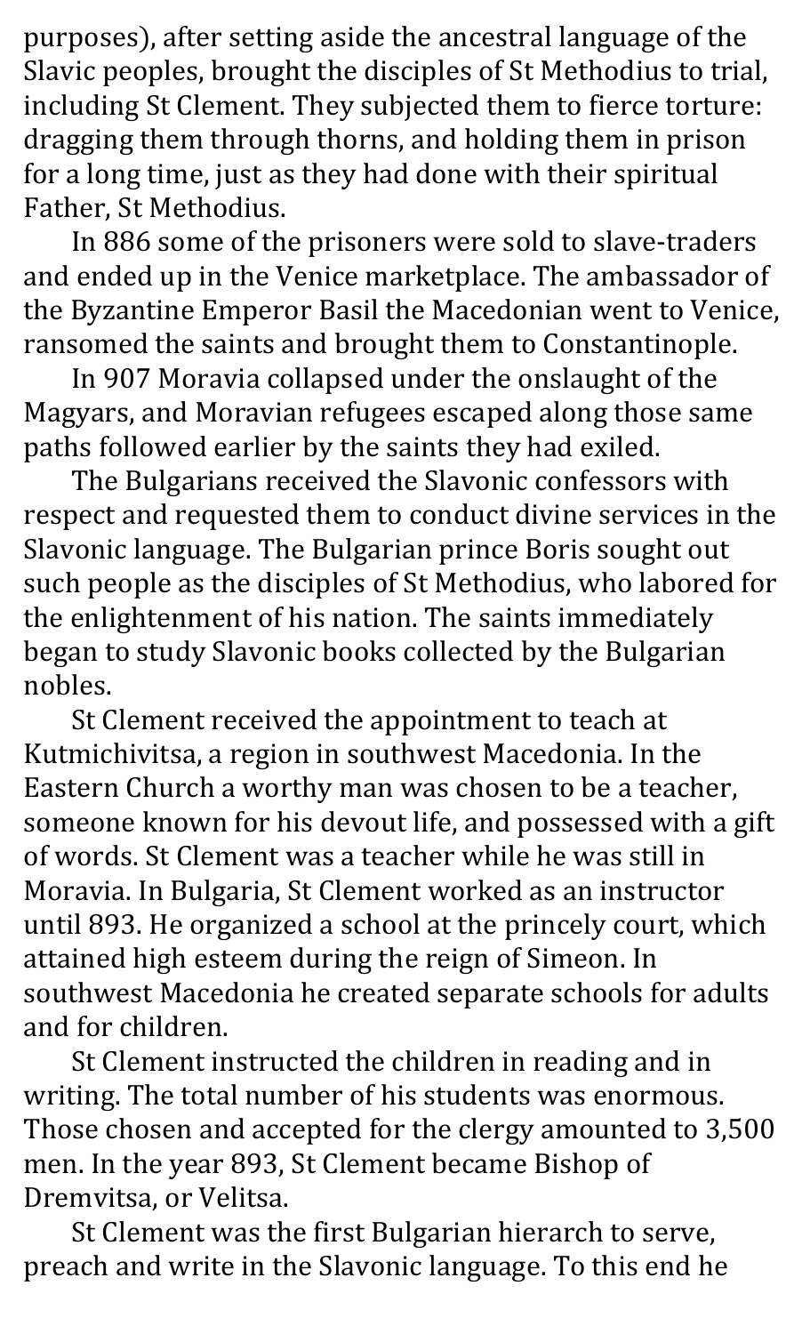purposes), after setting aside the ancestral language of the Slavic peoples, brought the disciples of St Methodius to trial, including St Clement. They subjected them to fierce torture: dragging them through thorns, and holding them in prison for a long time, just as they had done with their spiritual Father, St Methodius.

In 886 some of the prisoners were sold to slave-traders and ended up in the Venice marketplace. The ambassador of the Byzantine Emperor Basil the Macedonian went to Venice, ransomed the saints and brought them to Constantinople.

In 907 Moravia collapsed under the onslaught of the Magyars, and Moravian refugees escaped along those same paths followed earlier by the saints they had exiled.

The Bulgarians received the Slavonic confessors with respect and requested them to conduct divine services in the Slavonic language. The Bulgarian prince Boris sought out such people as the disciples of St Methodius, who labored for the enlightenment of his nation. The saints immediately began to study Slavonic books collected by the Bulgarian nobles.

St Clement received the appointment to teach at Kutmichivitsa, a region in southwest Macedonia. In the Eastern Church a worthy man was chosen to be a teacher, someone known for his devout life, and possessed with a gift of words. St Clement was a teacher while he was still in Moravia. In Bulgaria, St Clement worked as an instructor until 893. He organized a school at the princely court, which attained high esteem during the reign of Simeon. In southwest Macedonia he created separate schools for adults and for children.

St Clement instructed the children in reading and in writing. The total number of his students was enormous. Those chosen and accepted for the clergy amounted to 3,500 men. In the year 893, St Clement became Bishop of Dremvitsa, or Velitsa.

St Clement was the first Bulgarian hierarch to serve, preach and write in the Slavonic language. To this end he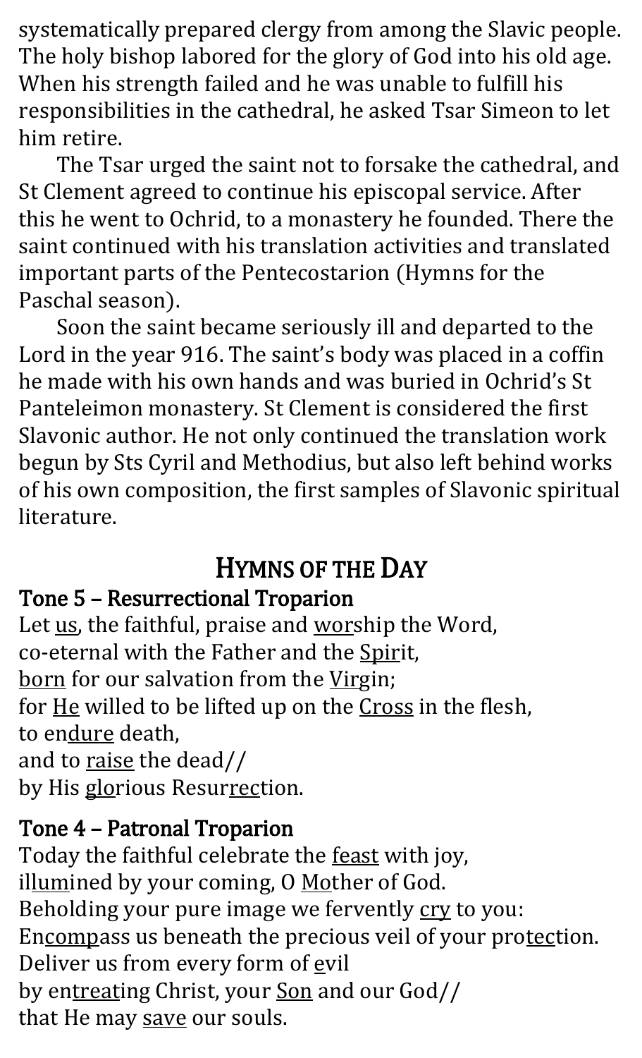systematically prepared clergy from among the Slavic people. The holy bishop labored for the glory of God into his old age. When his strength failed and he was unable to fulfill his responsibilities in the cathedral, he asked Tsar Simeon to let him retire.

The Tsar urged the saint not to forsake the cathedral, and St Clement agreed to continue his episcopal service. After this he went to Ochrid, to a monastery he founded. There the saint continued with his translation activities and translated important parts of the Pentecostarion (Hymns for the Paschal season).

Soon the saint became seriously ill and departed to the Lord in the year 916. The saint's body was placed in a coffin he made with his own hands and was buried in Ochrid's St Panteleimon monastery. St Clement is considered the first Slavonic author. He not only continued the translation work begun by Sts Cyril and Methodius, but also left behind works of his own composition, the first samples of Slavonic spiritual literature.

## Hymns of the Day

### Tone 5 – Resurrectional Troparion

Let us, the faithful, praise and worship the Word,
co-eternal with the Father and the Spirit,
born for our salvation from the Virgin;
for He willed to be lifted up on the Cross in the flesh,
to endure death,
and to raise the dead//
by His glorious Resurrection.

### Tone 4 – Patronal Troparion

Today the faithful celebrate the feast with joy,
illumined by your coming, O Mother of God.
Beholding your pure image we fervently cry to you:
Encompass us beneath the precious veil of your protection.
Deliver us from every form of evil
by entreating Christ, your Son and our God//
that He may save our souls.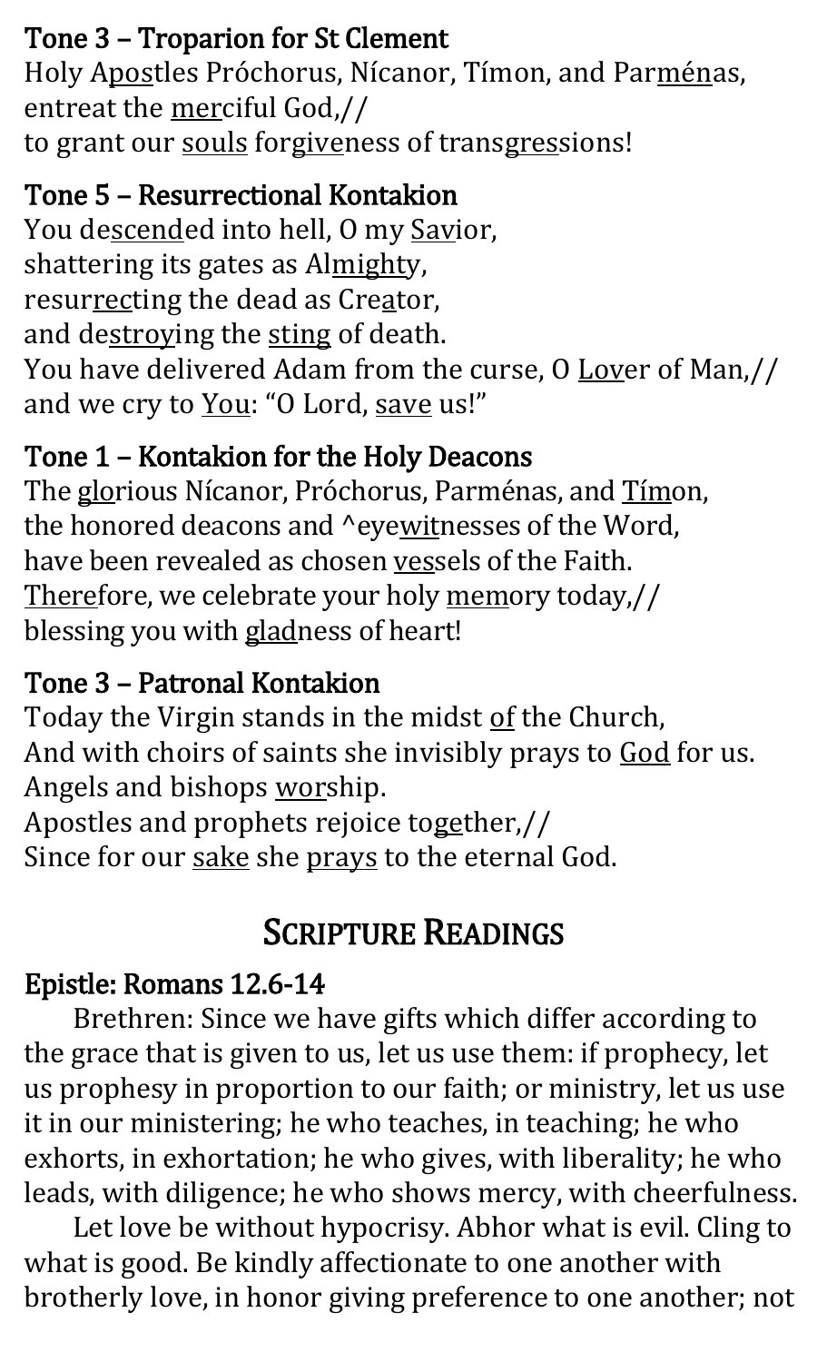### Tone 3 – Troparion for St Clement

Holy Apostles Próchorus, Nícanor, Tímon, and Parménas,
entreat the merciful God,//
to grant our souls forgiveness of transgressions!

### Tone 5 – Resurrectional Kontakion

You descended into hell, O my Savior,
shattering its gates as Almighty,
resurrecting the dead as Creator,
and destroying the sting of death.
You have delivered Adam from the curse, O Lover of Man,//
and we cry to You: "O Lord, save us!"

### Tone 1 – Kontakion for the Holy Deacons

The glorious Nícanor, Próchorus, Parménas, and Tímon,
the honored deacons and ^eyewitnesses of the Word,
have been revealed as chosen vessels of the Faith.
Therefore, we celebrate your holy memory today,//
blessing you with gladness of heart!

### Tone 3 – Patronal Kontakion

Today the Virgin stands in the midst of the Church,
And with choirs of saints she invisibly prays to God for us.
Angels and bishops worship.
Apostles and prophets rejoice together,//
Since for our sake she prays to the eternal God.

## Scripture Readings

### Epistle: Romans 12.6-14

Brethren: Since we have gifts which differ according to the grace that is given to us, let us use them: if prophecy, let us prophesy in proportion to our faith; or ministry, let us use it in our ministering; he who teaches, in teaching; he who exhorts, in exhortation; he who gives, with liberality; he who leads, with diligence; he who shows mercy, with cheerfulness.

Let love be without hypocrisy. Abhor what is evil. Cling to what is good. Be kindly affectionate to one another with brotherly love, in honor giving preference to one another; not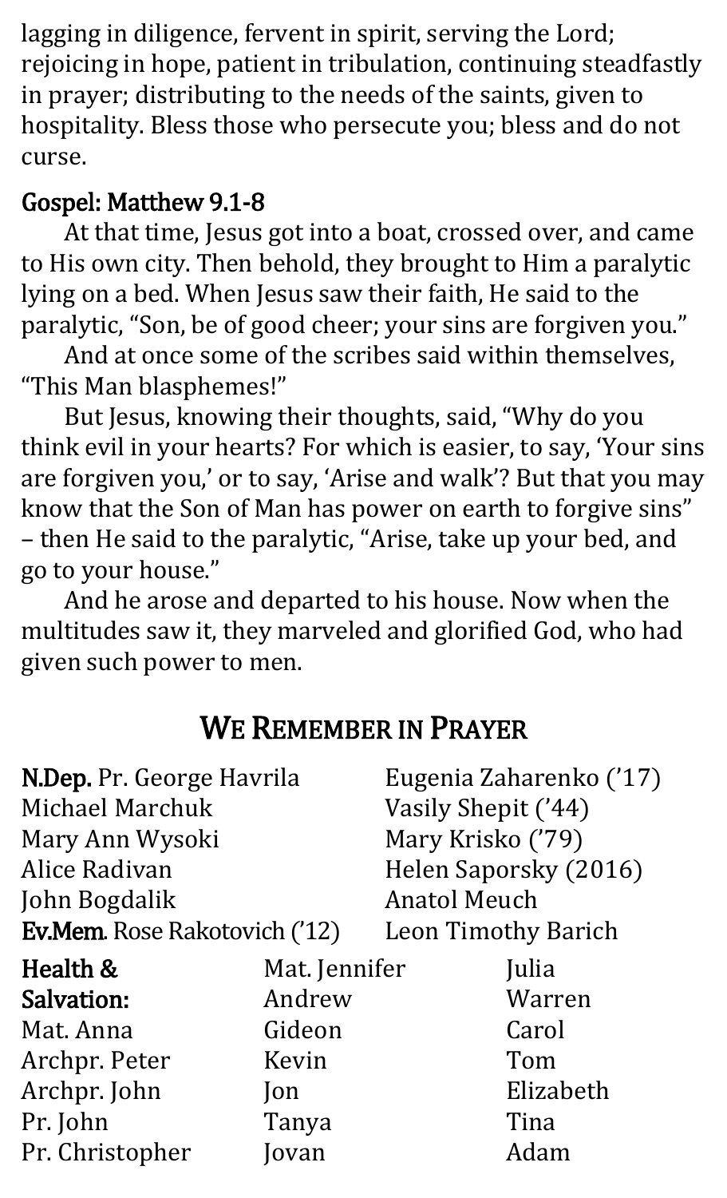lagging in diligence, fervent in spirit, serving the Lord; rejoicing in hope, patient in tribulation, continuing steadfastly in prayer; distributing to the needs of the saints, given to hospitality. Bless those who persecute you; bless and do not curse.

**Gospel: Matthew 9.1-8**

At that time, Jesus got into a boat, crossed over, and came to His own city. Then behold, they brought to Him a paralytic lying on a bed. When Jesus saw their faith, He said to the paralytic, "Son, be of good cheer; your sins are forgiven you."

And at once some of the scribes said within themselves, "This Man blasphemes!"

But Jesus, knowing their thoughts, said, "Why do you think evil in your hearts? For which is easier, to say, 'Your sins are forgiven you,' or to say, 'Arise and walk'? But that you may know that the Son of Man has power on earth to forgive sins" – then He said to the paralytic, "Arise, take up your bed, and go to your house."

And he arose and departed to his house. Now when the multitudes saw it, they marveled and glorified God, who had given such power to men.

## We Remember in Prayer

**N.Dep.** Pr. George Havrila
Michael Marchuk
Mary Ann Wysoki
Alice Radivan
John Bogdalik
**Ev.Mem.** Rose Rakotovich ('12)
Eugenia Zaharenko ('17)
Vasily Shepit ('44)
Mary Krisko ('79)
Helen Saporsky (2016)
Anatol Meuch
Leon Timothy Barich

**Health & Salvation:**
Mat. Anna
Archpr. Peter
Archpr. John
Pr. John
Pr. Christopher
Mat. Jennifer
Andrew
Gideon
Kevin
Jon
Tanya
Jovan
Julia
Warren
Carol
Tom
Elizabeth
Tina
Adam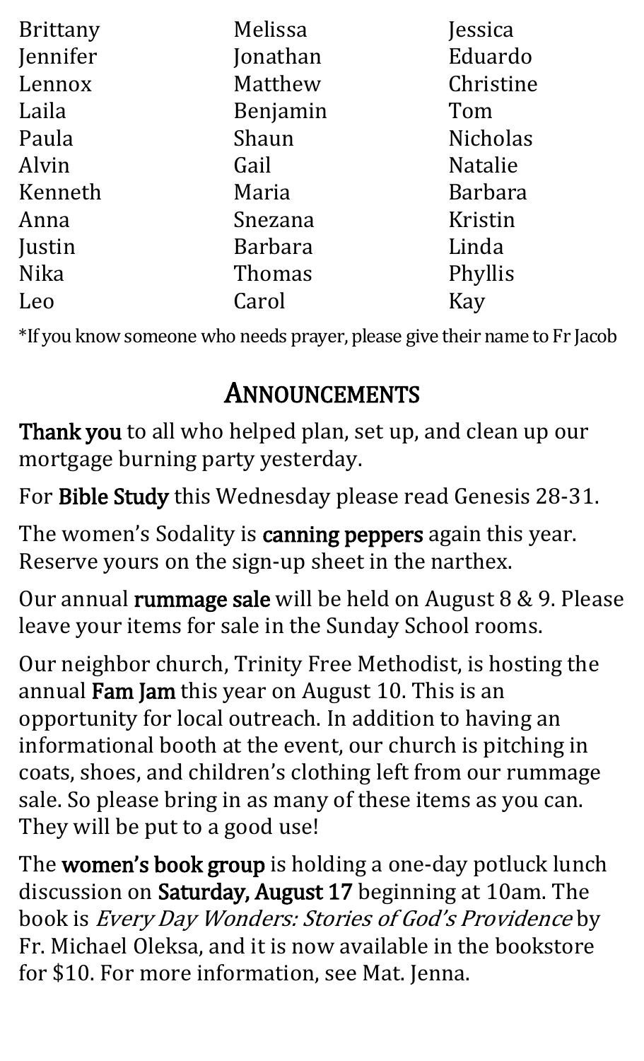| | | |
|---|---|---|
| Brittany | Melissa | Jessica |
| Jennifer | Jonathan | Eduardo |
| Lennox | Matthew | Christine |
| Laila | Benjamin | Tom |
| Paula | Shaun | Nicholas |
| Alvin | Gail | Natalie |
| Kenneth | Maria | Barbara |
| Anna | Snezana | Kristin |
| Justin | Barbara | Linda |
| Nika | Thomas | Phyllis |
| Leo | Carol | Kay |

*If you know someone who needs prayer, please give their name to Fr Jacob

## ANNOUNCEMENTS

**Thank you** to all who helped plan, set up, and clean up our mortgage burning party yesterday.

For **Bible Study** this Wednesday please read Genesis 28-31.

The women's Sodality is **canning peppers** again this year. Reserve yours on the sign-up sheet in the narthex.

Our annual **rummage sale** will be held on August 8 & 9. Please leave your items for sale in the Sunday School rooms.

Our neighbor church, Trinity Free Methodist, is hosting the annual **Fam Jam** this year on August 10. This is an opportunity for local outreach. In addition to having an informational booth at the event, our church is pitching in coats, shoes, and children's clothing left from our rummage sale. So please bring in as many of these items as you can. They will be put to a good use!

The **women's book group** is holding a one-day potluck lunch discussion on **Saturday, August 17** beginning at 10am. The book is *Every Day Wonders: Stories of God's Providence* by Fr. Michael Oleksa, and it is now available in the bookstore for $10. For more information, see Mat. Jenna.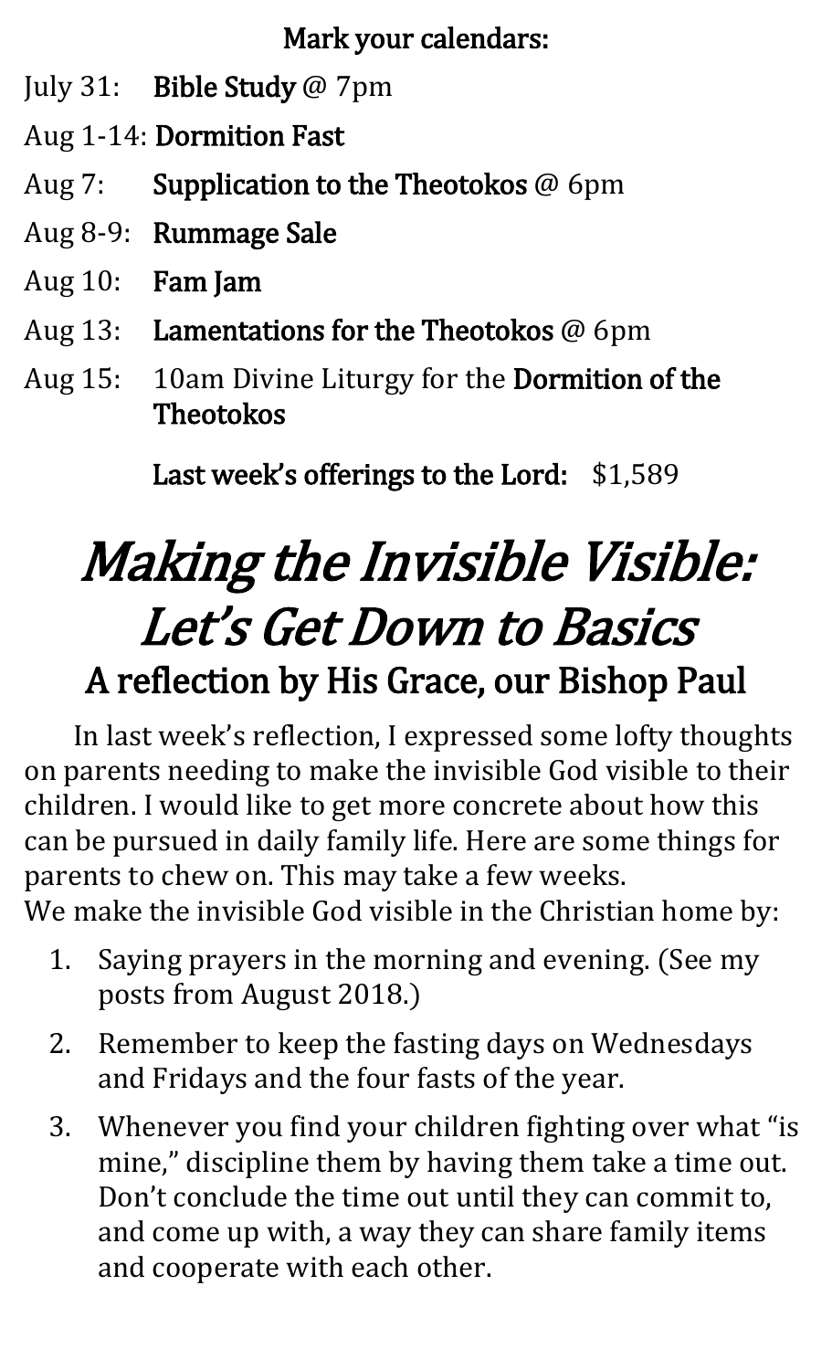**Mark your calendars:**

July 31: **Bible Study** @ 7pm

Aug 1-14: **Dormition Fast**

Aug 7: **Supplication to the Theotokos** @ 6pm

Aug 8-9: **Rummage Sale**

Aug 10: **Fam Jam**

Aug 13: **Lamentations for the Theotokos** @ 6pm

Aug 15: 10am Divine Liturgy for the **Dormition of the Theotokos**

**Last week's offerings to the Lord:** $1,589

# *Making the Invisible Visible: Let's Get Down to Basics*

## A reflection by His Grace, our Bishop Paul

In last week's reflection, I expressed some lofty thoughts on parents needing to make the invisible God visible to their children. I would like to get more concrete about how this can be pursued in daily family life. Here are some things for parents to chew on. This may take a few weeks.
We make the invisible God visible in the Christian home by:

1. Saying prayers in the morning and evening. (See my posts from August 2018.)
2. Remember to keep the fasting days on Wednesdays and Fridays and the four fasts of the year.
3. Whenever you find your children fighting over what "is mine," discipline them by having them take a time out. Don't conclude the time out until they can commit to, and come up with, a way they can share family items and cooperate with each other.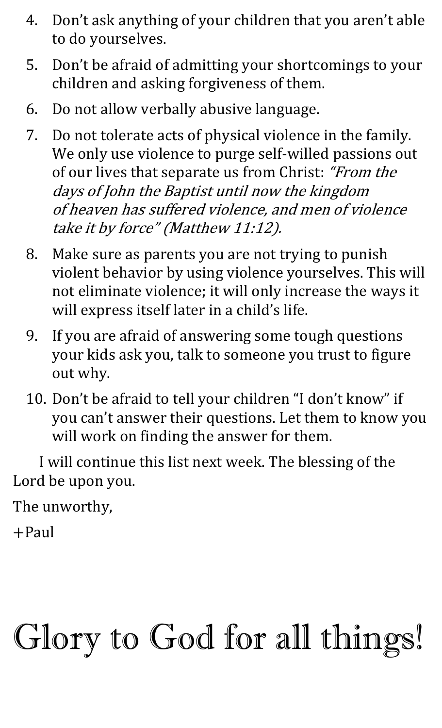4. Don't ask anything of your children that you aren't able to do yourselves.
5. Don't be afraid of admitting your shortcomings to your children and asking forgiveness of them.
6. Do not allow verbally abusive language.
7. Do not tolerate acts of physical violence in the family. We only use violence to purge self-willed passions out of our lives that separate us from Christ: *"From the days of John the Baptist until now the kingdom of heaven has suffered violence, and men of violence take it by force" (Matthew 11:12).*
8. Make sure as parents you are not trying to punish violent behavior by using violence yourselves. This will not eliminate violence; it will only increase the ways it will express itself later in a child's life.
9. If you are afraid of answering some tough questions your kids ask you, talk to someone you trust to figure out why.
10. Don't be afraid to tell your children "I don't know" if you can't answer their questions. Let them to know you will work on finding the answer for them.

I will continue this list next week. The blessing of the Lord be upon you.

The unworthy,

+Paul

# Glory to God for all things!